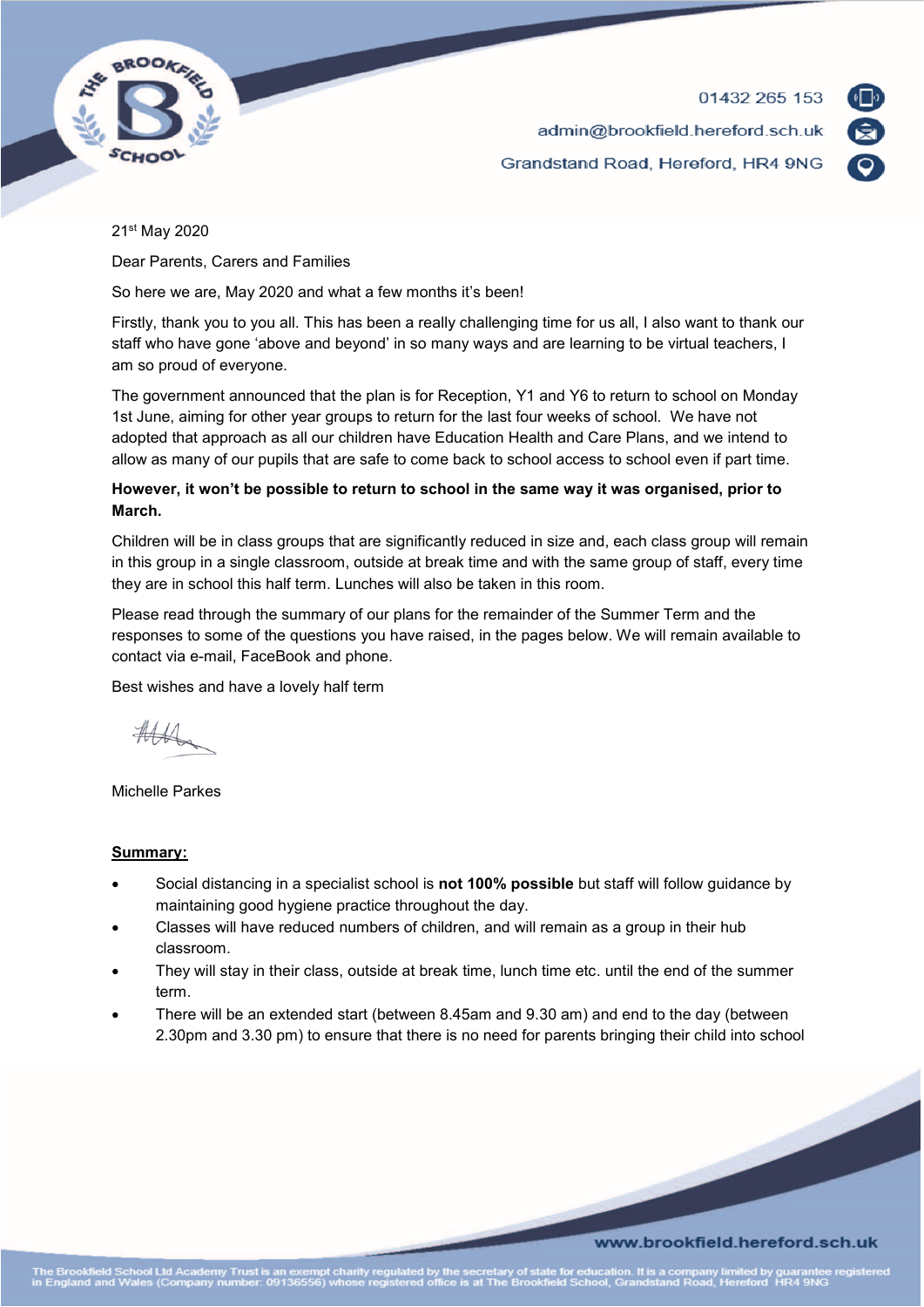01432 265 153

admin@brookfield.hereford.sch.uk

Grandstand Road, Hereford, HR4 9NG

21st May 2020

Dear Parents, Carers and Families

So here we are, May 2020 and what a few months it's been!

Firstly, thank you to you all. This has been a really challenging time for us all, I also want to thank our staff who have gone 'above and beyond' in so many ways and are learning to be virtual teachers, I am so proud of everyone.

The government announced that the plan is for Reception, Y1 and Y6 to return to school on Monday 1st June, aiming for other year groups to return for the last four weeks of school. We have not adopted that approach as all our children have Education Health and Care Plans, and we intend to allow as many of our pupils that are safe to come back to school access to school even if part time.

**However, it won't be possible to return to school in the same way it was organised, prior to March.**

Children will be in class groups that are significantly reduced in size and, each class group will remain in this group in a single classroom, outside at break time and with the same group of staff, every time they are in school this half term. Lunches will also be taken in this room.

Please read through the summary of our plans for the remainder of the Summer Term and the responses to some of the questions you have raised, in the pages below. We will remain available to contact via e-mail, FaceBook and phone.

Best wishes and have a lovely half term

Michelle Parkes

**Summary:**

- Social distancing in a specialist school is **not 100% possible** but staff will follow guidance by maintaining good hygiene practice throughout the day.
- Classes will have reduced numbers of children, and will remain as a group in their hub classroom.
- They will stay in their class, outside at break time, lunch time etc. until the end of the summer term.
- There will be an extended start (between 8.45am and 9.30 am) and end to the day (between 2.30pm and 3.30 pm) to ensure that there is no need for parents bringing their child into school

www.brookfield.hereford.sch.uk

The Brookfield School Ltd Academy Trust is an exempt charity regulated by the secretary of state for education. It is a company limited by guarantee registered in England and Wales (Company number: 09136556) whose registered office is at The Brookfield School, Grandstand Road, Hereford HR4 9NG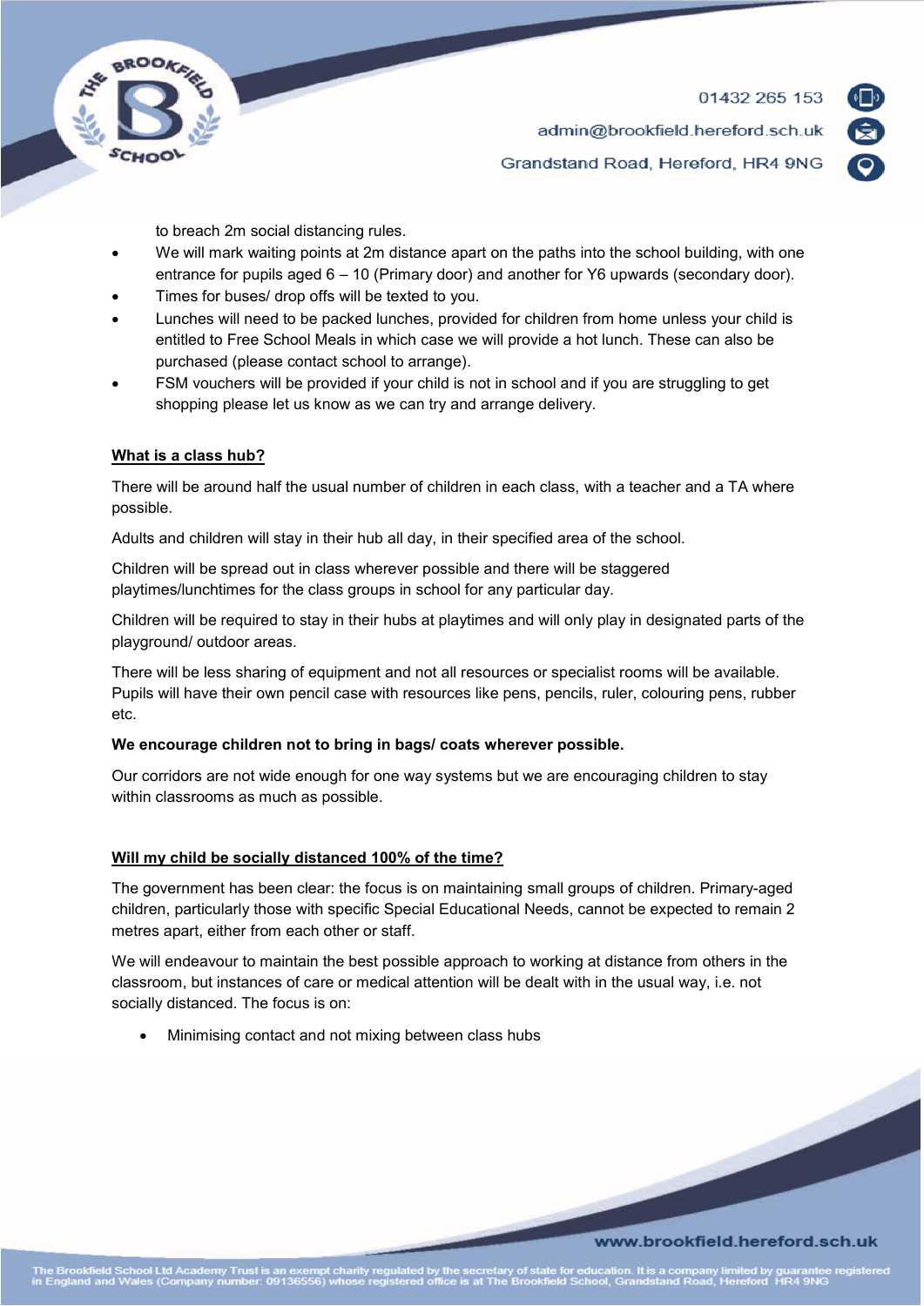to breach 2m social distancing rules.

- We will mark waiting points at 2m distance apart on the paths into the school building, with one entrance for pupils aged 6 – 10 (Primary door) and another for Y6 upwards (secondary door).
- Times for buses/ drop offs will be texted to you.
- Lunches will need to be packed lunches, provided for children from home unless your child is entitled to Free School Meals in which case we will provide a hot lunch. These can also be purchased (please contact school to arrange).
- FSM vouchers will be provided if your child is not in school and if you are struggling to get shopping please let us know as we can try and arrange delivery.

**<u>What is a class hub?</u>**

There will be around half the usual number of children in each class, with a teacher and a TA where possible.

Adults and children will stay in their hub all day, in their specified area of the school.

Children will be spread out in class wherever possible and there will be staggered playtimes/lunchtimes for the class groups in school for any particular day.

Children will be required to stay in their hubs at playtimes and will only play in designated parts of the playground/ outdoor areas.

There will be less sharing of equipment and not all resources or specialist rooms will be available. Pupils will have their own pencil case with resources like pens, pencils, ruler, colouring pens, rubber etc.

**We encourage children not to bring in bags/ coats wherever possible.**

Our corridors are not wide enough for one way systems but we are encouraging children to stay within classrooms as much as possible.

**<u>Will my child be socially distanced 100% of the time?</u>**

The government has been clear: the focus is on maintaining small groups of children. Primary-aged children, particularly those with specific Special Educational Needs, cannot be expected to remain 2 metres apart, either from each other or staff.

We will endeavour to maintain the best possible approach to working at distance from others in the classroom, but instances of care or medical attention will be dealt with in the usual way, i.e. not socially distanced. The focus is on:

- Minimising contact and not mixing between class hubs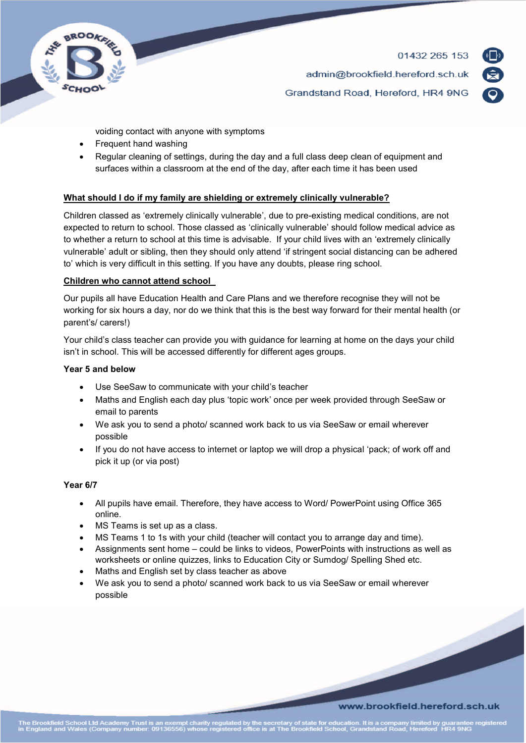voiding contact with anyone with symptoms

- Frequent hand washing
- Regular cleaning of settings, during the day and a full class deep clean of equipment and surfaces within a classroom at the end of the day, after each time it has been used

**What should I do if my family are shielding or extremely clinically vulnerable?**

Children classed as 'extremely clinically vulnerable', due to pre-existing medical conditions, are not expected to return to school. Those classed as 'clinically vulnerable' should follow medical advice as to whether a return to school at this time is advisable. If your child lives with an 'extremely clinically vulnerable' adult or sibling, then they should only attend 'if stringent social distancing can be adhered to' which is very difficult in this setting. If you have any doubts, please ring school.

**Children who cannot attend school**

Our pupils all have Education Health and Care Plans and we therefore recognise they will not be working for six hours a day, nor do we think that this is the best way forward for their mental health (or parent's/ carers!)

Your child's class teacher can provide you with guidance for learning at home on the days your child isn't in school. This will be accessed differently for different ages groups.

**Year 5 and below**

- Use SeeSaw to communicate with your child's teacher
- Maths and English each day plus 'topic work' once per week provided through SeeSaw or email to parents
- We ask you to send a photo/ scanned work back to us via SeeSaw or email wherever possible
- If you do not have access to internet or laptop we will drop a physical 'pack; of work off and pick it up (or via post)

**Year 6/7**

- All pupils have email. Therefore, they have access to Word/ PowerPoint using Office 365 online.
- MS Teams is set up as a class.
- MS Teams 1 to 1s with your child (teacher will contact you to arrange day and time).
- Assignments sent home – could be links to videos, PowerPoints with instructions as well as worksheets or online quizzes, links to Education City or Sumdog/ Spelling Shed etc.
- Maths and English set by class teacher as above
- We ask you to send a photo/ scanned work back to us via SeeSaw or email wherever possible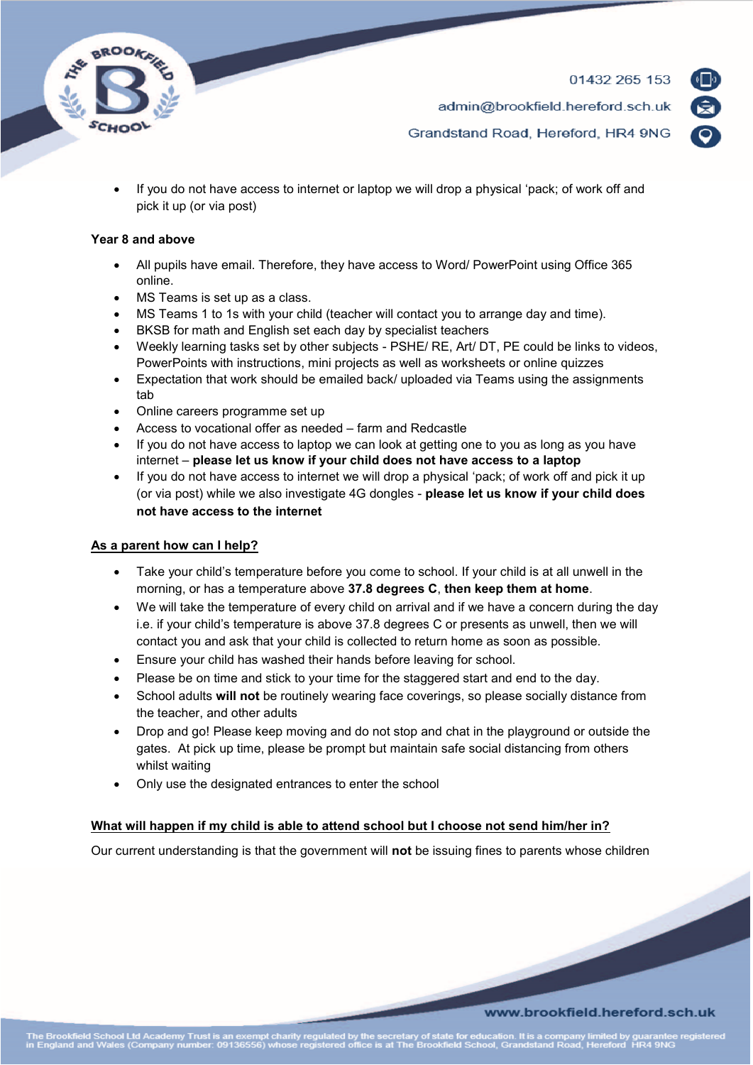- If you do not have access to internet or laptop we will drop a physical 'pack; of work off and pick it up (or via post)

**Year 8 and above**

- All pupils have email. Therefore, they have access to Word/ PowerPoint using Office 365 online.
- MS Teams is set up as a class.
- MS Teams 1 to 1s with your child (teacher will contact you to arrange day and time).
- BKSB for math and English set each day by specialist teachers
- Weekly learning tasks set by other subjects - PSHE/ RE, Art/ DT, PE could be links to videos, PowerPoints with instructions, mini projects as well as worksheets or online quizzes
- Expectation that work should be emailed back/ uploaded via Teams using the assignments tab
- Online careers programme set up
- Access to vocational offer as needed – farm and Redcastle
- If you do not have access to laptop we can look at getting one to you as long as you have internet – **please let us know if your child does not have access to a laptop**
- If you do not have access to internet we will drop a physical 'pack; of work off and pick it up (or via post) while we also investigate 4G dongles - **please let us know if your child does not have access to the internet**

**As a parent how can I help?**

- Take your child's temperature before you come to school. If your child is at all unwell in the morning, or has a temperature above **37.8 degrees C**, **then keep them at home**.
- We will take the temperature of every child on arrival and if we have a concern during the day i.e. if your child's temperature is above 37.8 degrees C or presents as unwell, then we will contact you and ask that your child is collected to return home as soon as possible.
- Ensure your child has washed their hands before leaving for school.
- Please be on time and stick to your time for the staggered start and end to the day.
- School adults **will not** be routinely wearing face coverings, so please socially distance from the teacher, and other adults
- Drop and go! Please keep moving and do not stop and chat in the playground or outside the gates. At pick up time, please be prompt but maintain safe social distancing from others whilst waiting
- Only use the designated entrances to enter the school

**What will happen if my child is able to attend school but I choose not send him/her in?**

Our current understanding is that the government will **not** be issuing fines to parents whose children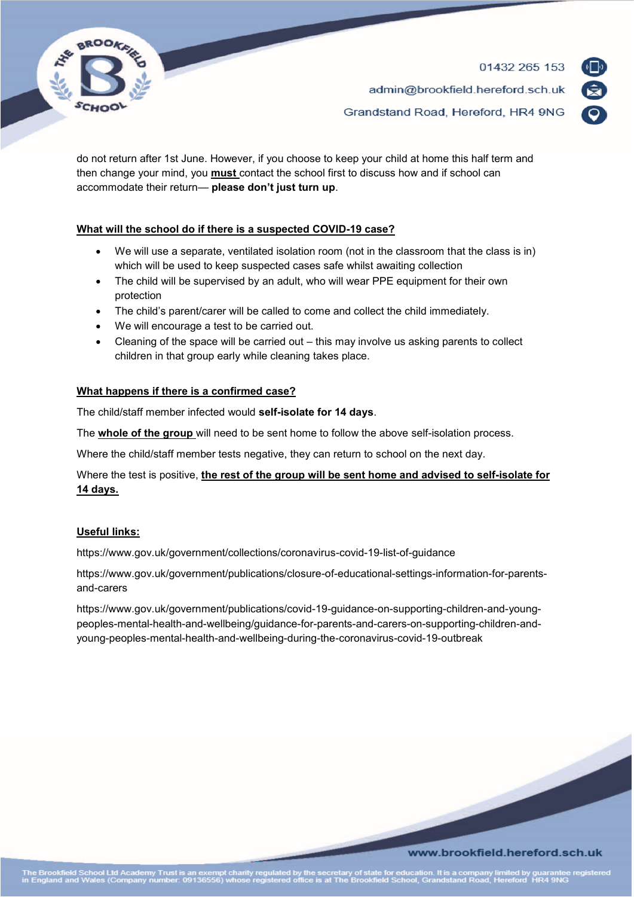do not return after 1st June. However, if you choose to keep your child at home this half term and then change your mind, you **must** contact the school first to discuss how and if school can accommodate their return— **please don't just turn up**.

**What will the school do if there is a suspected COVID-19 case?**

- We will use a separate, ventilated isolation room (not in the classroom that the class is in) which will be used to keep suspected cases safe whilst awaiting collection
- The child will be supervised by an adult, who will wear PPE equipment for their own protection
- The child's parent/carer will be called to come and collect the child immediately.
- We will encourage a test to be carried out.
- Cleaning of the space will be carried out – this may involve us asking parents to collect children in that group early while cleaning takes place.

**What happens if there is a confirmed case?**

The child/staff member infected would **self-isolate for 14 days**.

The **whole of the group** will need to be sent home to follow the above self-isolation process.

Where the child/staff member tests negative, they can return to school on the next day.

Where the test is positive, **the rest of the group will be sent home and advised to self-isolate for 14 days.**

**Useful links:**

https://www.gov.uk/government/collections/coronavirus-covid-19-list-of-guidance

https://www.gov.uk/government/publications/closure-of-educational-settings-information-for-parents-and-carers

https://www.gov.uk/government/publications/covid-19-guidance-on-supporting-children-and-young-peoples-mental-health-and-wellbeing/guidance-for-parents-and-carers-on-supporting-children-and-young-peoples-mental-health-and-wellbeing-during-the-coronavirus-covid-19-outbreak